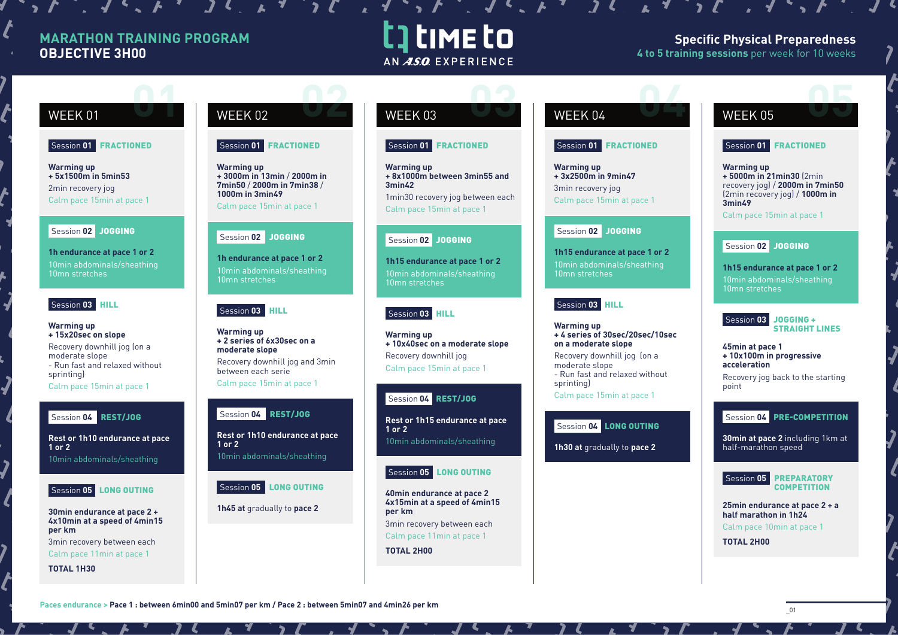# MARATHON TRAINING PROGRAM
## OBJECTIVE 3H00

TIME to — AN A.S.O. EXPERIENCE

**Specific Physical Preparedness**
**4 to 5 training sessions** per week for 10 weeks

---

## WEEK 01

**Session 01 FRACTIONED**

**Warming up**
**+ 5x1500m in 5min53**
2min recovery jog
Calm pace 15min at pace 1

**Session 02 JOGGING**

**1h endurance at pace 1 or 2**
10min abdominals/sheathing
10mn stretches

**Session 03 HILL**

**Warming up**
**+ 15x20sec on slope**
Recovery downhill jog (on a moderate slope
- Run fast and relaxed without sprinting)
Calm pace 15min at pace 1

**Session 04 REST/JOG**

**Rest or 1h10 endurance at pace 1 or 2**
10min abdominals/sheathing

**Session 05 LONG OUTING**

**30min endurance at pace 2 + 4x10min at a speed of 4min15 per km**
3min recovery between each
Calm pace 11min at pace 1

**TOTAL 1H30**

## WEEK 02

**Session 01 FRACTIONED**

**Warming up**
**+ 3000m in 13min / 2000m in 7min50 / 2000m in 7min38 / 1000m in 3min49**
Calm pace 15min at pace 1

**Session 02 JOGGING**

**1h endurance at pace 1 or 2**
10min abdominals/sheathing
10mn stretches

**Session 03 HILL**

**Warming up**
**+ 2 series of 6x30sec on a moderate slope**
Recovery downhill jog and 3min between each serie
Calm pace 15min at pace 1

**Session 04 REST/JOG**

**Rest or 1h10 endurance at pace 1 or 2**
10min abdominals/sheathing

**Session 05 LONG OUTING**

**1h45 at** gradually to **pace 2**

## WEEK 03

**Session 01 FRACTIONED**

**Warming up**
**+ 8x1000m between 3min55 and 3min42**
1min30 recovery jog between each
Calm pace 15min at pace 1

**Session 02 JOGGING**

**1h15 endurance at pace 1 or 2**
10min abdominals/sheathing
10mn stretches

**Session 03 HILL**

**Warming up**
**+ 10x40sec on a moderate slope**
Recovery downhill jog
Calm pace 15min at pace 1

**Session 04 REST/JOG**

**Rest or 1h15 endurance at pace 1 or 2**
10min abdominals/sheathing

**Session 05 LONG OUTING**

**40min endurance at pace 2 4x15min at a speed of 4min15 per km**
3min recovery between each
Calm pace 11min at pace 1

**TOTAL 2H00**

## WEEK 04

**Session 01 FRACTIONED**

**Warming up**
**+ 3x2500m in 9min47**
3min recovery jog
Calm pace 15min at pace 1

**Session 02 JOGGING**

**1h15 endurance at pace 1 or 2**
10min abdominals/sheathing
10mn stretches

**Session 03 HILL**

**Warming up**
**+ 4 series of 30sec/20sec/10sec on a moderate slope**
Recovery downhill jog (on a moderate slope
- Run fast and relaxed without sprinting)
Calm pace 15min at pace 1

**Session 04 LONG OUTING**

**1h30 at** gradually to **pace 2**

## WEEK 05

**Session 01 FRACTIONED**

**Warming up**
**+ 5000m in 21min30** (2min recovery jog) / **2000m in 7min50** (2min recovery jog) / **1000m in 3min49**
Calm pace 15min at pace 1

**Session 02 JOGGING**

**1h15 endurance at pace 1 or 2**
10min abdominals/sheathing
10mn stretches

**Session 03 JOGGING + STRAIGHT LINES**

**45min at pace 1**
**+ 10x100m in progressive acceleration**
Recovery jog back to the starting point

**Session 04 PRE-COMPETITION**

**30min at pace 2** including 1km at half-marathon speed

**Session 05 PREPARATORY COMPETITION**

**25min endurance at pace 2 + a half marathon in 1h24**
Calm pace 10min at pace 1

**TOTAL 2H00**

---

Paces endurance > **Pace 1 : between 6min00 and 5min07 per km / Pace 2 : between 5min07 and 4min26 per km**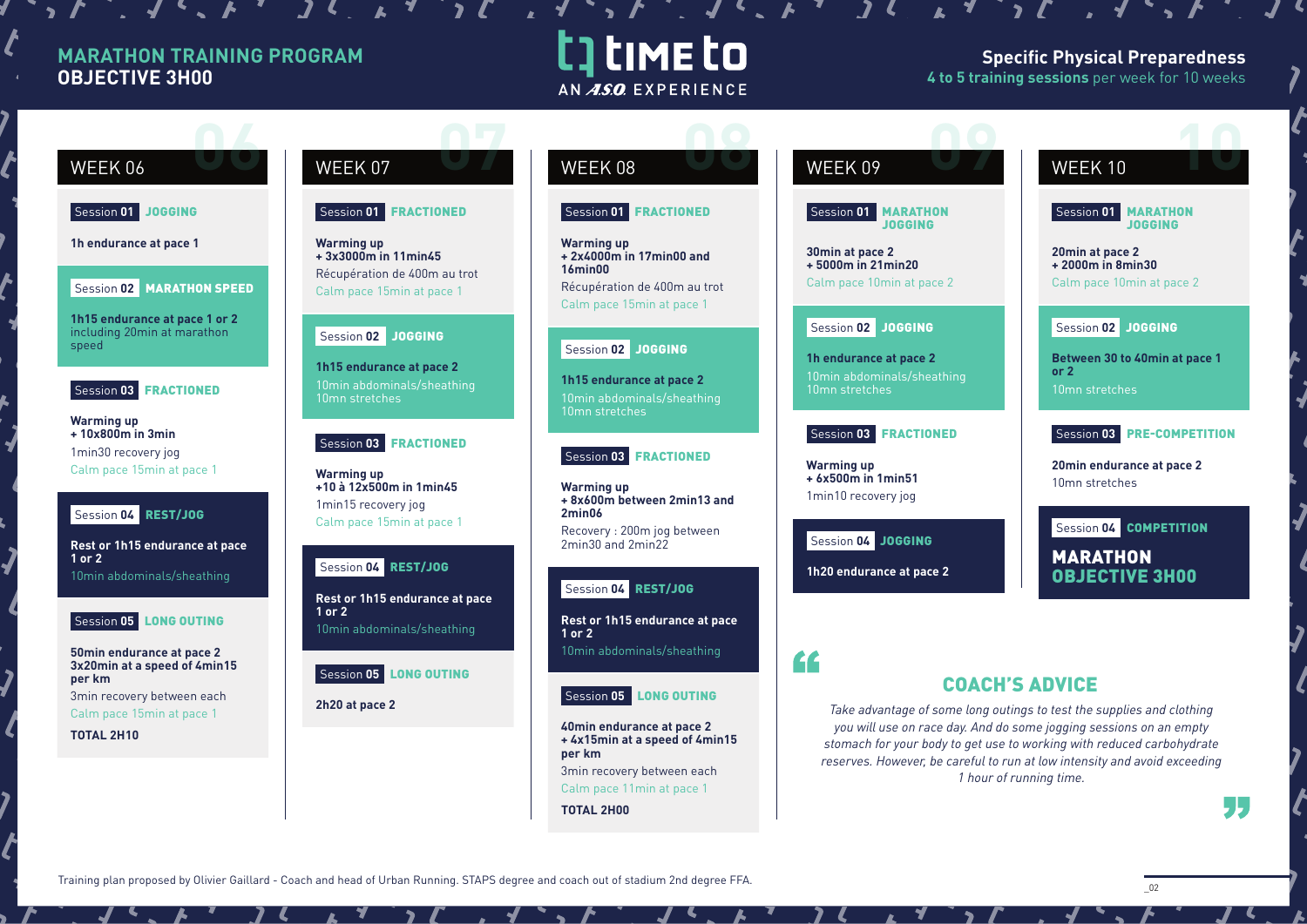MARATHON TRAINING PROGRAM
**OBJECTIVE 3H00**

tIME to
AN A.S.O. EXPERIENCE

**Specific Physical Preparedness**
4 to 5 training sessions per week for 10 weeks

## WEEK 06

**Session 01** JOGGING

**1h endurance at pace 1**

**Session 02** MARATHON SPEED

**1h15 endurance at pace 1 or 2** including 20min at marathon speed

**Session 03** FRACTIONED

**Warming up**
**+ 10x800m in 3min**
1min30 recovery jog
Calm pace 15min at pace 1

**Session 04** REST/JOG

**Rest or 1h15 endurance at pace 1 or 2**
10min abdominals/sheathing

**Session 05** LONG OUTING

**50min endurance at pace 2**
**3x20min at a speed of 4min15 per km**
3min recovery between each
Calm pace 15min at pace 1

**TOTAL 2H10**

## WEEK 07

**Session 01** FRACTIONED

**Warming up**
**+ 3x3000m in 11min45**
Récupération de 400m au trot
Calm pace 15min at pace 1

**Session 02** JOGGING

**1h15 endurance at pace 2**
10min abdominals/sheathing
10mn stretches

**Session 03** FRACTIONED

**Warming up**
**+10 à 12x500m in 1min45**
1min15 recovery jog
Calm pace 15min at pace 1

**Session 04** REST/JOG

**Rest or 1h15 endurance at pace 1 or 2**
10min abdominals/sheathing

**Session 05** LONG OUTING

**2h20 at pace 2**

## WEEK 08

**Session 01** FRACTIONED

**Warming up**
**+ 2x4000m in 17min00 and 16min00**
Récupération de 400m au trot
Calm pace 15min at pace 1

**Session 02** JOGGING

**1h15 endurance at pace 2**
10min abdominals/sheathing
10mn stretches

**Session 03** FRACTIONED

**Warming up**
**+ 8x600m between 2min13 and 2min06**
Recovery : 200m jog between 2min30 and 2min22

**Session 04** REST/JOG

**Rest or 1h15 endurance at pace 1 or 2**
10min abdominals/sheathing

**Session 05** LONG OUTING

**40min endurance at pace 2**
**+ 4x15min at a speed of 4min15 per km**
3min recovery between each
Calm pace 11min at pace 1

**TOTAL 2H00**

## WEEK 09

**Session 01** MARATHON JOGGING

**30min at pace 2**
**+ 5000m in 21min20**
Calm pace 10min at pace 2

**Session 02** JOGGING

**1h endurance at pace 2**
10min abdominals/sheathing
10mn stretches

**Session 03** FRACTIONED

**Warming up**
**+ 6x500m in 1min51**
1min10 recovery jog

**Session 04** JOGGING

**1h20 endurance at pace 2**

## WEEK 10

**Session 01** MARATHON JOGGING

**20min at pace 2**
**+ 2000m in 8min30**
Calm pace 10min at pace 2

**Session 02** JOGGING

**Between 30 to 40min at pace 1 or 2**
10mn stretches

**Session 03** PRE-COMPETITION

**20min endurance at pace 2**
10mn stretches

**Session 04** COMPETITION

**MARATHON OBJECTIVE 3H00**

## COACH'S ADVICE

*Take advantage of some long outings to test the supplies and clothing you will use on race day. And do some jogging sessions on an empty stomach for your body to get use to working with reduced carbohydrate reserves. However, be careful to run at low intensity and avoid exceeding 1 hour of running time.*

Training plan proposed by Olivier Gaillard - Coach and head of Urban Running. STAPS degree and coach out of stadium 2nd degree FFA.